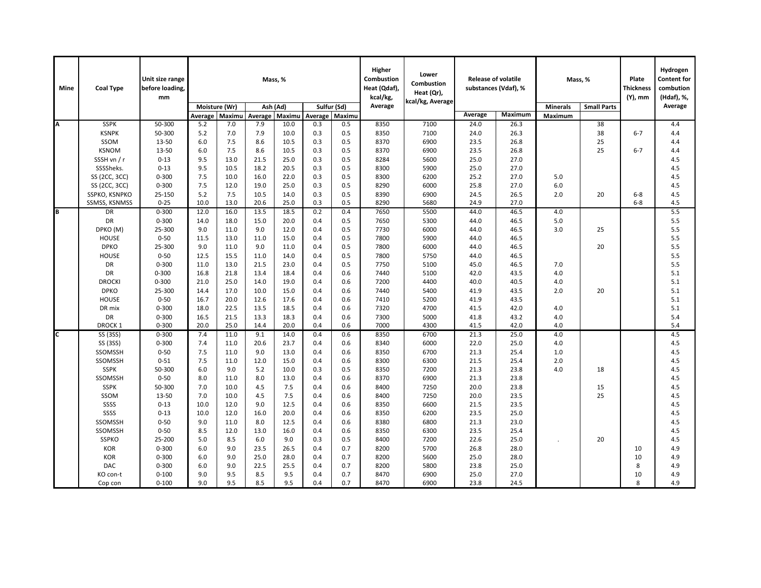| Mine | Coal Type | Unit size range before loading, mm | Mass, % | | | | | | Higher Combustion Heat (Qdaf), kcal/kg, Average | Lower Combustion Heat (Qr), kcal/kg, Average | Release of volatile substances (Vdaf), % | | Mass, % | | Plate Thickness (Y), mm | Hydrogen Content for combustion (Hdaf), %, Average |
|---|---|---|---|---|---|---|---|---|---|---|---|---|---|---|---|---|
| | | | Moisture (Wr) | | Ash (Ad) | | Sulfur (Sd) | | | | | | Minerals | Small Parts | | |
| | | | Average | Maximu | Average | Maximu | Average | Maximu | | | Average | Maximum | Maximum | | | |
| A | SSPK | 50-300 | 5.2 | 7.0 | 7.9 | 10.0 | 0.3 | 0.5 | 8350 | 7100 | 24.0 | 26.3 | | 38 | | 4.4 |
| | KSNPK | 50-300 | 5.2 | 7.0 | 7.9 | 10.0 | 0.3 | 0.5 | 8350 | 7100 | 24.0 | 26.3 | | 38 | 6-7 | 4.4 |
| | SSOM | 13-50 | 6.0 | 7.5 | 8.6 | 10.5 | 0.3 | 0.5 | 8370 | 6900 | 23.5 | 26.8 | | 25 | | 4.4 |
| | KSNOM | 13-50 | 6.0 | 7.5 | 8.6 | 10.5 | 0.3 | 0.5 | 8370 | 6900 | 23.5 | 26.8 | | 25 | 6-7 | 4.4 |
| | SSSH vn / r | 0-13 | 9.5 | 13.0 | 21.5 | 25.0 | 0.3 | 0.5 | 8284 | 5600 | 25.0 | 27.0 | | | | 4.5 |
| | SSSSheks. | 0-13 | 9.5 | 10.5 | 18.2 | 20.5 | 0.3 | 0.5 | 8300 | 5900 | 25.0 | 27.0 | | | | 4.5 |
| | SS (2CC, 3CC) | 0-300 | 7.5 | 10.0 | 16.0 | 22.0 | 0.3 | 0.5 | 8300 | 6200 | 25.2 | 27.0 | 5.0 | | | 4.5 |
| | SS (2CC, 3CC) | 0-300 | 7.5 | 12.0 | 19.0 | 25.0 | 0.3 | 0.5 | 8290 | 6000 | 25.8 | 27.0 | 6.0 | | | 4.5 |
| | SSPKO, KSNPKO | 25-150 | 5.2 | 7.5 | 10.5 | 14.0 | 0.3 | 0.5 | 8390 | 6900 | 24.5 | 26.5 | 2.0 | 20 | 6-8 | 4.5 |
| | SSMSS, KSNMSS | 0-25 | 10.0 | 13.0 | 20.6 | 25.0 | 0.3 | 0.5 | 8290 | 5680 | 24.9 | 27.0 | | | 6-8 | 4.5 |
| B | DR | 0-300 | 12.0 | 16.0 | 13.5 | 18.5 | 0.2 | 0.4 | 7650 | 5500 | 44.0 | 46.5 | 4.0 | | | 5.5 |
| | DR | 0-300 | 14.0 | 18.0 | 15.0 | 20.0 | 0.4 | 0.5 | 7650 | 5300 | 44.0 | 46.5 | 5.0 | | | 5.5 |
| | DPKO (M) | 25-300 | 9.0 | 11.0 | 9.0 | 12.0 | 0.4 | 0.5 | 7730 | 6000 | 44.0 | 46.5 | 3.0 | 25 | | 5.5 |
| | HOUSE | 0-50 | 11.5 | 13.0 | 11.0 | 15.0 | 0.4 | 0.5 | 7800 | 5900 | 44.0 | 46.5 | | | | 5.5 |
| | DPKO | 25-300 | 9.0 | 11.0 | 9.0 | 11.0 | 0.4 | 0.5 | 7800 | 6000 | 44.0 | 46.5 | | 20 | | 5.5 |
| | HOUSE | 0-50 | 12.5 | 15.5 | 11.0 | 14.0 | 0.4 | 0.5 | 7800 | 5750 | 44.0 | 46.5 | | | | 5.5 |
| | DR | 0-300 | 11.0 | 13.0 | 21.5 | 23.0 | 0.4 | 0.5 | 7750 | 5100 | 45.0 | 46.5 | 7.0 | | | 5.5 |
| | DR | 0-300 | 16.8 | 21.8 | 13.4 | 18.4 | 0.4 | 0.6 | 7440 | 5100 | 42.0 | 43.5 | 4.0 | | | 5.1 |
| | DROCKI | 0-300 | 21.0 | 25.0 | 14.0 | 19.0 | 0.4 | 0.6 | 7200 | 4400 | 40.0 | 40.5 | 4.0 | | | 5.1 |
| | DPKO | 25-300 | 14.4 | 17.0 | 10.0 | 15.0 | 0.4 | 0.6 | 7440 | 5400 | 41.9 | 43.5 | 2.0 | 20 | | 5.1 |
| | HOUSE | 0-50 | 16.7 | 20.0 | 12.6 | 17.6 | 0.4 | 0.6 | 7410 | 5200 | 41.9 | 43.5 | | | | 5.1 |
| | DR mix | 0-300 | 18.0 | 22.5 | 13.5 | 18.5 | 0.4 | 0.6 | 7320 | 4700 | 41.5 | 42.0 | 4.0 | | | 5.1 |
| | DR | 0-300 | 16.5 | 21.5 | 13.3 | 18.3 | 0.4 | 0.6 | 7300 | 5000 | 41.8 | 43.2 | 4.0 | | | 5.4 |
| | DROCK 1 | 0-300 | 20.0 | 25.0 | 14.4 | 20.0 | 0.4 | 0.6 | 7000 | 4300 | 41.5 | 42.0 | 4.0 | | | 5.4 |
| C | SS (3SS) | 0-300 | 7.4 | 11.0 | 9.1 | 14.0 | 0.4 | 0.6 | 8350 | 6700 | 21.3 | 25.0 | 4.0 | | | 4.5 |
| | SS (3SS) | 0-300 | 7.4 | 11.0 | 20.6 | 23.7 | 0.4 | 0.6 | 8340 | 6000 | 22.0 | 25.0 | 4.0 | | | 4.5 |
| | SSOMSSH | 0-50 | 7.5 | 11.0 | 9.0 | 13.0 | 0.4 | 0.6 | 8350 | 6700 | 21.3 | 25.4 | 1.0 | | | 4.5 |
| | SSOMSSH | 0-51 | 7.5 | 11.0 | 12.0 | 15.0 | 0.4 | 0.6 | 8300 | 6300 | 21.5 | 25.4 | 2.0 | | | 4.5 |
| | SSPK | 50-300 | 6.0 | 9.0 | 5.2 | 10.0 | 0.3 | 0.5 | 8350 | 7200 | 21.3 | 23.8 | 4.0 | 18 | | 4.5 |
| | SSOMSSH | 0-50 | 8.0 | 11.0 | 8.0 | 13.0 | 0.4 | 0.6 | 8370 | 6900 | 21.3 | 23.8 | | | | 4.5 |
| | SSPK | 50-300 | 7.0 | 10.0 | 4.5 | 7.5 | 0.4 | 0.6 | 8400 | 7250 | 20.0 | 23.8 | | 15 | | 4.5 |
| | SSOM | 13-50 | 7.0 | 10.0 | 4.5 | 7.5 | 0.4 | 0.6 | 8400 | 7250 | 20.0 | 23.5 | | 25 | | 4.5 |
| | SSSS | 0-13 | 10.0 | 12.0 | 9.0 | 12.5 | 0.4 | 0.6 | 8350 | 6600 | 21.5 | 23.5 | | | | 4.5 |
| | SSSS | 0-13 | 10.0 | 12.0 | 16.0 | 20.0 | 0.4 | 0.6 | 8350 | 6200 | 23.5 | 25.0 | | | | 4.5 |
| | SSOMSSH | 0-50 | 9.0 | 11.0 | 8.0 | 12.5 | 0.4 | 0.6 | 8380 | 6800 | 21.3 | 23.0 | | | | 4.5 |
| | SSOMSSH | 0-50 | 8.5 | 12.0 | 13.0 | 16.0 | 0.4 | 0.6 | 8350 | 6300 | 23.5 | 25.4 | | | | 4.5 |
| | SSPKO | 25-200 | 5.0 | 8.5 | 6.0 | 9.0 | 0.3 | 0.5 | 8400 | 7200 | 22.6 | 25.0 | . | 20 | | 4.5 |
| | KOR | 0-300 | 6.0 | 9.0 | 23.5 | 26.5 | 0.4 | 0.7 | 8200 | 5700 | 26.8 | 28.0 | | | 10 | 4.9 |
| | KOR | 0-300 | 6.0 | 9.0 | 25.0 | 28.0 | 0.4 | 0.7 | 8200 | 5600 | 25.0 | 28.0 | | | 10 | 4.9 |
| | DAC | 0-300 | 6.0 | 9.0 | 22.5 | 25.5 | 0.4 | 0.7 | 8200 | 5800 | 23.8 | 25.0 | | | 8 | 4.9 |
| | KO con-t | 0-100 | 9.0 | 9.5 | 8.5 | 9.5 | 0.4 | 0.7 | 8470 | 6900 | 25.0 | 27.0 | | | 10 | 4.9 |
| | Cop con | 0-100 | 9.0 | 9.5 | 8.5 | 9.5 | 0.4 | 0.7 | 8470 | 6900 | 23.8 | 24.5 | | | 8 | 4.9 |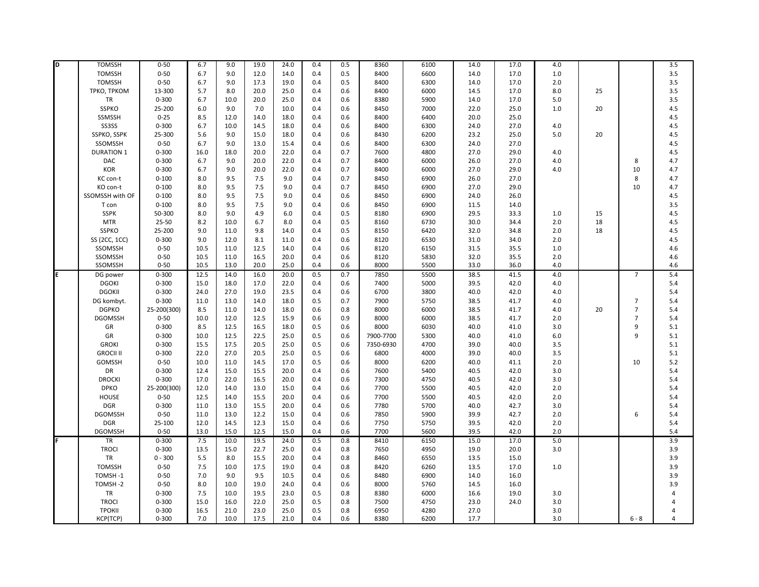| | | | | | | | | | | | | | | | | |
|---|---|---|---|---|---|---|---|---|---|---|---|---|---|---|---|---|
| D | TOMSSH | 0-50 | 6.7 | 9.0 | 19.0 | 24.0 | 0.4 | 0.5 | 8360 | 6100 | 14.0 | 17.0 | 4.0 | | | 3.5 |
| | TOMSSH | 0-50 | 6.7 | 9.0 | 12.0 | 14.0 | 0.4 | 0.5 | 8400 | 6600 | 14.0 | 17.0 | 1.0 | | | 3.5 |
| | TOMSSH | 0-50 | 6.7 | 9.0 | 17.3 | 19.0 | 0.4 | 0.5 | 8400 | 6300 | 14.0 | 17.0 | 2.0 | | | 3.5 |
| | TPKO, TPKOM | 13-300 | 5.7 | 8.0 | 20.0 | 25.0 | 0.4 | 0.6 | 8400 | 6000 | 14.5 | 17.0 | 8.0 | 25 | | 3.5 |
| | TR | 0-300 | 6.7 | 10.0 | 20.0 | 25.0 | 0.4 | 0.6 | 8380 | 5900 | 14.0 | 17.0 | 5.0 | | | 3.5 |
| | SSPKO | 25-200 | 6.0 | 9.0 | 7.0 | 10.0 | 0.4 | 0.6 | 8450 | 7000 | 22.0 | 25.0 | 1.0 | 20 | | 4.5 |
| | SSMSSH | 0-25 | 8.5 | 12.0 | 14.0 | 18.0 | 0.4 | 0.6 | 8400 | 6400 | 20.0 | 25.0 | | | | 4.5 |
| | SS3SS | 0-300 | 6.7 | 10.0 | 14.5 | 18.0 | 0.4 | 0.6 | 8400 | 6300 | 24.0 | 27.0 | 4.0 | | | 4.5 |
| | SSPKO, SSPK | 25-300 | 5.6 | 9.0 | 15.0 | 18.0 | 0.4 | 0.6 | 8430 | 6200 | 23.2 | 25.0 | 5.0 | 20 | | 4.5 |
| | SSOMSSH | 0-50 | 6.7 | 9.0 | 13.0 | 15.4 | 0.4 | 0.6 | 8400 | 6300 | 24.0 | 27.0 | | | | 4.5 |
| | DURATION 1 | 0-300 | 16.0 | 18.0 | 20.0 | 22.0 | 0.4 | 0.7 | 7600 | 4800 | 27.0 | 29.0 | 4.0 | | | 4.5 |
| | DAC | 0-300 | 6.7 | 9.0 | 20.0 | 22.0 | 0.4 | 0.7 | 8400 | 6000 | 26.0 | 27.0 | 4.0 | | 8 | 4.7 |
| | KOR | 0-300 | 6.7 | 9.0 | 20.0 | 22.0 | 0.4 | 0.7 | 8400 | 6000 | 27.0 | 29.0 | 4.0 | | 10 | 4.7 |
| | KC con-t | 0-100 | 8.0 | 9.5 | 7.5 | 9.0 | 0.4 | 0.7 | 8450 | 6900 | 26.0 | 27.0 | | | 8 | 4.7 |
| | KO con-t | 0-100 | 8.0 | 9.5 | 7.5 | 9.0 | 0.4 | 0.7 | 8450 | 6900 | 27.0 | 29.0 | | | 10 | 4.7 |
| | SSOMSSH with OF | 0-100 | 8.0 | 9.5 | 7.5 | 9.0 | 0.4 | 0.6 | 8450 | 6900 | 24.0 | 26.0 | | | | 4.5 |
| | T con | 0-100 | 8.0 | 9.5 | 7.5 | 9.0 | 0.4 | 0.6 | 8450 | 6900 | 11.5 | 14.0 | | | | 3.5 |
| | SSPK | 50-300 | 8.0 | 9.0 | 4.9 | 6.0 | 0.4 | 0.5 | 8180 | 6900 | 29.5 | 33.3 | 1.0 | 15 | | 4.5 |
| | MTR | 25-50 | 8.2 | 10.0 | 6.7 | 8.0 | 0.4 | 0.5 | 8160 | 6730 | 30.0 | 34.4 | 2.0 | 18 | | 4.5 |
| | SSPKO | 25-200 | 9.0 | 11.0 | 9.8 | 14.0 | 0.4 | 0.5 | 8150 | 6420 | 32.0 | 34.8 | 2.0 | 18 | | 4.5 |
| | SS (2CC, 1CC) | 0-300 | 9.0 | 12.0 | 8.1 | 11.0 | 0.4 | 0.6 | 8120 | 6530 | 31.0 | 34.0 | 2.0 | | | 4.5 |
| | SSOMSSH | 0-50 | 10.5 | 11.0 | 12.5 | 14.0 | 0.4 | 0.6 | 8120 | 6150 | 31.5 | 35.5 | 1.0 | | | 4.6 |
| | SSOMSSH | 0-50 | 10.5 | 11.0 | 16.5 | 20.0 | 0.4 | 0.6 | 8120 | 5830 | 32.0 | 35.5 | 2.0 | | | 4.6 |
| | SSOMSSH | 0-50 | 10.5 | 13.0 | 20.0 | 25.0 | 0.4 | 0.6 | 8000 | 5500 | 33.0 | 36.0 | 4.0 | | | 4.6 |
| E | DG power | 0-300 | 12.5 | 14.0 | 16.0 | 20.0 | 0.5 | 0.7 | 7850 | 5500 | 38.5 | 41.5 | 4.0 | | 7 | 5.4 |
| | DGOKI | 0-300 | 15.0 | 18.0 | 17.0 | 22.0 | 0.4 | 0.6 | 7400 | 5000 | 39.5 | 42.0 | 4.0 | | | 5.4 |
| | DGOKII | 0-300 | 24.0 | 27.0 | 19.0 | 23.5 | 0.4 | 0.6 | 6700 | 3800 | 40.0 | 42.0 | 4.0 | | | 5.4 |
| | DG kombyt. | 0-300 | 11.0 | 13.0 | 14.0 | 18.0 | 0.5 | 0.7 | 7900 | 5750 | 38.5 | 41.7 | 4.0 | | 7 | 5.4 |
| | DGPKO | 25-200(300) | 8.5 | 11.0 | 14.0 | 18.0 | 0.6 | 0.8 | 8000 | 6000 | 38.5 | 41.7 | 4.0 | 20 | 7 | 5.4 |
| | DGOMSSH | 0-50 | 10.0 | 12.0 | 12.5 | 15.9 | 0.6 | 0.9 | 8000 | 6000 | 38.5 | 41.7 | 2.0 | | 7 | 5.4 |
| | GR | 0-300 | 8.5 | 12.5 | 16.5 | 18.0 | 0.5 | 0.6 | 8000 | 6030 | 40.0 | 41.0 | 3.0 | | 9 | 5.1 |
| | GR | 0-300 | 10.0 | 12.5 | 22.5 | 25.0 | 0.5 | 0.6 | 7900-7700 | 5300 | 40.0 | 41.0 | 6.0 | | 9 | 5.1 |
| | GROKI | 0-300 | 15.5 | 17.5 | 20.5 | 25.0 | 0.5 | 0.6 | 7350-6930 | 4700 | 39.0 | 40.0 | 3.5 | | | 5.1 |
| | GROCII II | 0-300 | 22.0 | 27.0 | 20.5 | 25.0 | 0.5 | 0.6 | 6800 | 4000 | 39.0 | 40.0 | 3.5 | | | 5.1 |
| | GOMSSH | 0-50 | 10.0 | 11.0 | 14.5 | 17.0 | 0.5 | 0.6 | 8000 | 6200 | 40.0 | 41.1 | 2.0 | | 10 | 5.2 |
| | DR | 0-300 | 12.4 | 15.0 | 15.5 | 20.0 | 0.4 | 0.6 | 7600 | 5400 | 40.5 | 42.0 | 3.0 | | | 5.4 |
| | DROCKI | 0-300 | 17.0 | 22.0 | 16.5 | 20.0 | 0.4 | 0.6 | 7300 | 4750 | 40.5 | 42.0 | 3.0 | | | 5.4 |
| | DPKO | 25-200(300) | 12.0 | 14.0 | 13.0 | 15.0 | 0.4 | 0.6 | 7700 | 5500 | 40.5 | 42.0 | 2.0 | | | 5.4 |
| | HOUSE | 0-50 | 12.5 | 14.0 | 15.5 | 20.0 | 0.4 | 0.6 | 7700 | 5500 | 40.5 | 42.0 | 2.0 | | | 5.4 |
| | DGR | 0-300 | 11.0 | 13.0 | 15.5 | 20.0 | 0.4 | 0.6 | 7780 | 5700 | 40.0 | 42.7 | 3.0 | | | 5.4 |
| | DGOMSSH | 0-50 | 11.0 | 13.0 | 12.2 | 15.0 | 0.4 | 0.6 | 7850 | 5900 | 39.9 | 42.7 | 2.0 | | 6 | 5.4 |
| | DGR | 25-100 | 12.0 | 14.5 | 12.3 | 15.0 | 0.4 | 0.6 | 7750 | 5750 | 39.5 | 42.0 | 2.0 | | | 5.4 |
| | DGOMSSH | 0-50 | 13.0 | 15.0 | 12.5 | 15.0 | 0.4 | 0.6 | 7700 | 5600 | 39.5 | 42.0 | 2.0 | | | 5.4 |
| F | TR | 0-300 | 7.5 | 10.0 | 19.5 | 24.0 | 0.5 | 0.8 | 8410 | 6150 | 15.0 | 17.0 | 5.0 | | | 3.9 |
| | TROCI | 0-300 | 13.5 | 15.0 | 22.7 | 25.0 | 0.4 | 0.8 | 7650 | 4950 | 19.0 | 20.0 | 3.0 | | | 3.9 |
| | TR | 0 - 300 | 5.5 | 8.0 | 15.5 | 20.0 | 0.4 | 0.8 | 8460 | 6550 | 13.5 | 15.0 | | | | 3.9 |
| | TOMSSH | 0-50 | 7.5 | 10.0 | 17.5 | 19.0 | 0.4 | 0.8 | 8420 | 6260 | 13.5 | 17.0 | 1.0 | | | 3.9 |
| | TOMSH -1 | 0-50 | 7.0 | 9.0 | 9.5 | 10.5 | 0.4 | 0.6 | 8480 | 6900 | 14.0 | 16.0 | | | | 3.9 |
| | TOMSH -2 | 0-50 | 8.0 | 10.0 | 19.0 | 24.0 | 0.4 | 0.6 | 8000 | 5760 | 14.5 | 16.0 | | | | 3.9 |
| | TR | 0-300 | 7.5 | 10.0 | 19.5 | 23.0 | 0.5 | 0.8 | 8380 | 6000 | 16.6 | 19.0 | 3.0 | | | 4 |
| | TROCI | 0-300 | 15.0 | 16.0 | 22.0 | 25.0 | 0.5 | 0.8 | 7500 | 4750 | 23.0 | 24.0 | 3.0 | | | 4 |
| | TPOKII | 0-300 | 16.5 | 21.0 | 23.0 | 25.0 | 0.5 | 0.8 | 6950 | 4280 | 27.0 | | 3.0 | | | 4 |
| | KCP(TCP) | 0-300 | 7.0 | 10.0 | 17.5 | 21.0 | 0.4 | 0.6 | 8380 | 6200 | 17.7 | | 3.0 | | 6 - 8 | 4 |